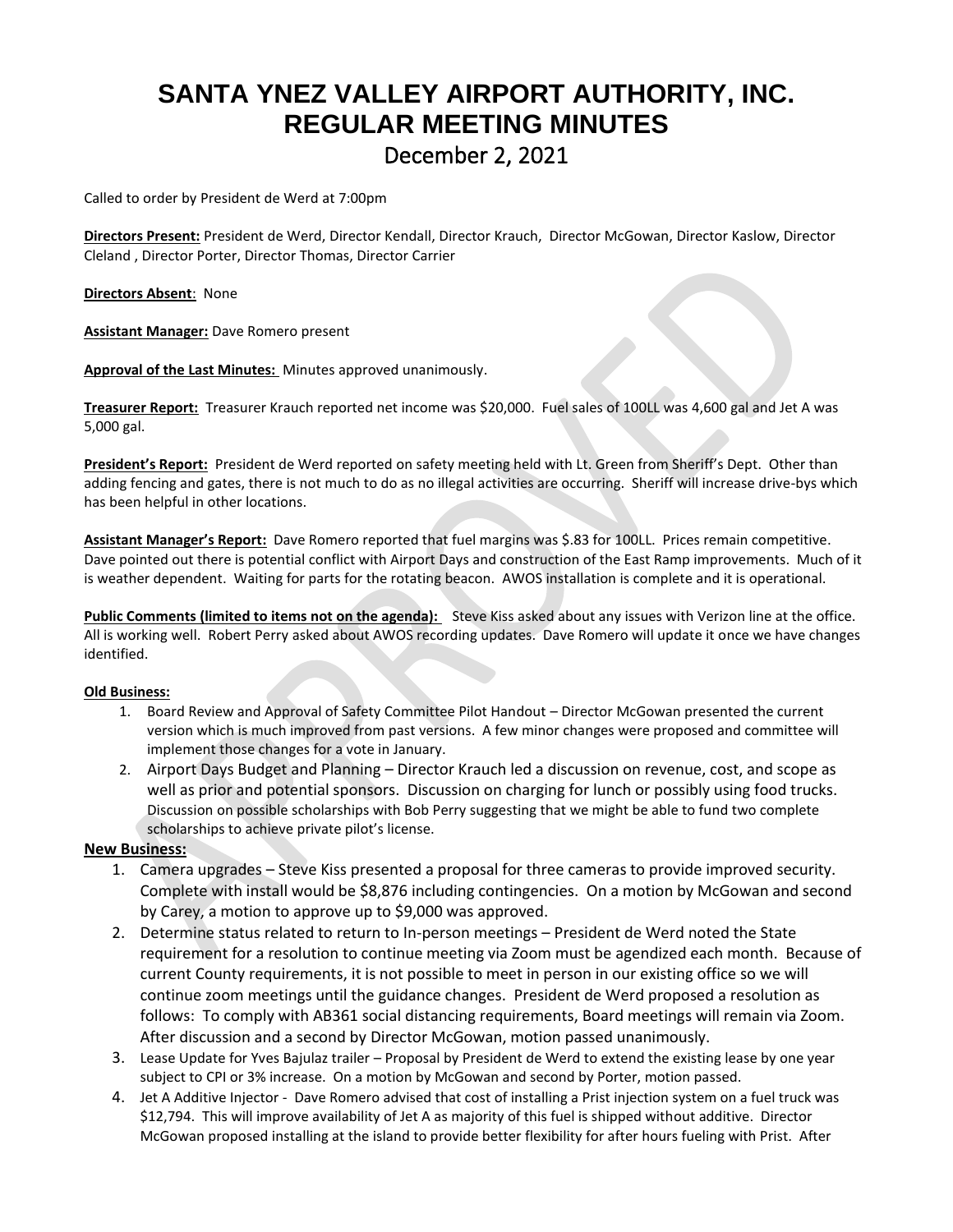# SANTA YNEZ VALLEY AIRPORT AUTHORITY, INC.
# REGULAR MEETING MINUTES

## December 2, 2021

Called to order by President de Werd at 7:00pm

**Directors Present:** President de Werd, Director Kendall, Director Krauch, Director McGowan, Director Kaslow, Director Cleland , Director Porter, Director Thomas, Director Carrier

**Directors Absent**: None

**Assistant Manager:** Dave Romero present

**Approval of the Last Minutes:** Minutes approved unanimously.

**Treasurer Report:** Treasurer Krauch reported net income was $20,000. Fuel sales of 100LL was 4,600 gal and Jet A was 5,000 gal.

**President's Report:** President de Werd reported on safety meeting held with Lt. Green from Sheriff's Dept. Other than adding fencing and gates, there is not much to do as no illegal activities are occurring. Sheriff will increase drive-bys which has been helpful in other locations.

**Assistant Manager's Report:** Dave Romero reported that fuel margins was $.83 for 100LL. Prices remain competitive. Dave pointed out there is potential conflict with Airport Days and construction of the East Ramp improvements. Much of it is weather dependent. Waiting for parts for the rotating beacon. AWOS installation is complete and it is operational.

**Public Comments (limited to items not on the agenda):** Steve Kiss asked about any issues with Verizon line at the office. All is working well. Robert Perry asked about AWOS recording updates. Dave Romero will update it once we have changes identified.

**Old Business:**

1. Board Review and Approval of Safety Committee Pilot Handout – Director McGowan presented the current version which is much improved from past versions. A few minor changes were proposed and committee will implement those changes for a vote in January.
2. Airport Days Budget and Planning – Director Krauch led a discussion on revenue, cost, and scope as well as prior and potential sponsors. Discussion on charging for lunch or possibly using food trucks. Discussion on possible scholarships with Bob Perry suggesting that we might be able to fund two complete scholarships to achieve private pilot's license.

**New Business:**

1. Camera upgrades – Steve Kiss presented a proposal for three cameras to provide improved security. Complete with install would be $8,876 including contingencies. On a motion by McGowan and second by Carey, a motion to approve up to $9,000 was approved.
2. Determine status related to return to In-person meetings – President de Werd noted the State requirement for a resolution to continue meeting via Zoom must be agendized each month. Because of current County requirements, it is not possible to meet in person in our existing office so we will continue zoom meetings until the guidance changes. President de Werd proposed a resolution as follows: To comply with AB361 social distancing requirements, Board meetings will remain via Zoom. After discussion and a second by Director McGowan, motion passed unanimously.
3. Lease Update for Yves Bajulaz trailer – Proposal by President de Werd to extend the existing lease by one year subject to CPI or 3% increase. On a motion by McGowan and second by Porter, motion passed.
4. Jet A Additive Injector - Dave Romero advised that cost of installing a Prist injection system on a fuel truck was $12,794. This will improve availability of Jet A as majority of this fuel is shipped without additive. Director McGowan proposed installing at the island to provide better flexibility for after hours fueling with Prist. After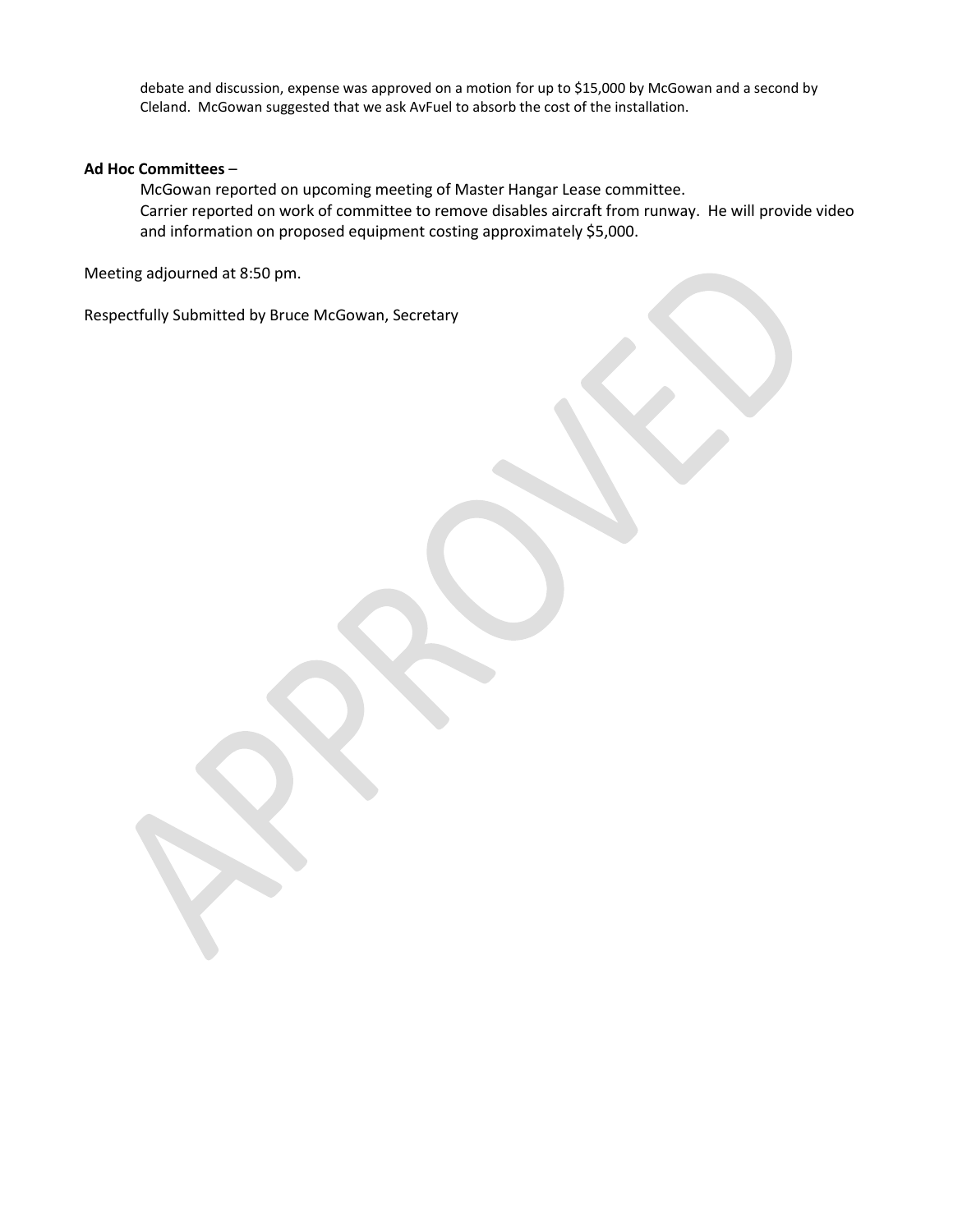debate and discussion, expense was approved on a motion for up to $15,000 by McGowan and a second by Cleland. McGowan suggested that we ask AvFuel to absorb the cost of the installation.

**Ad Hoc Committees** –

McGowan reported on upcoming meeting of Master Hangar Lease committee.
Carrier reported on work of committee to remove disables aircraft from runway. He will provide video and information on proposed equipment costing approximately $5,000.

Meeting adjourned at 8:50 pm.

Respectfully Submitted by Bruce McGowan, Secretary

APPROVED